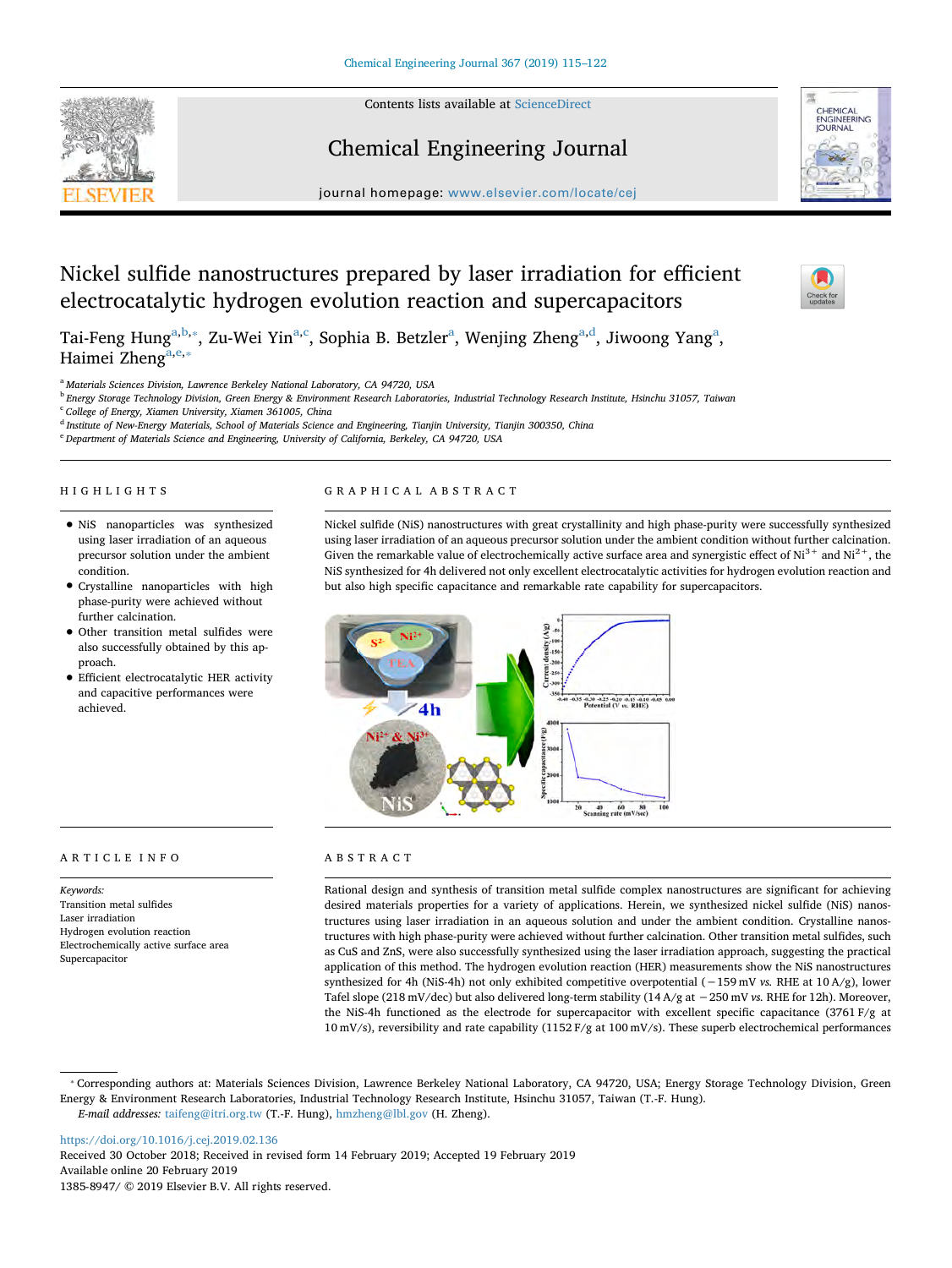# Nickel sulfide nanostructures prepared by laser irradiation for efficient electrocatalytic hydrogen evolution reaction and supercapacitors

Tai-Feng Hung[a,b,*], Zu-Wei Yin[a,c], Sophia B. Betzler[a], Wenjing Zheng[a,d], Jiwoong Yang[a], Haimei Zheng[a,e,*]

[a] Materials Sciences Division, Lawrence Berkeley National Laboratory, CA 94720, USA
[b] Energy Storage Technology Division, Green Energy & Environment Research Laboratories, Industrial Technology Research Institute, Hsinchu 31057, Taiwan
[c] College of Energy, Xiamen University, Xiamen 361005, China
[d] Institute of New-Energy Materials, School of Materials Science and Engineering, Tianjin University, Tianjin 300350, China
[e] Department of Materials Science and Engineering, University of California, Berkeley, CA 94720, USA

## HIGHLIGHTS

- NiS nanoparticles was synthesized using laser irradiation of an aqueous precursor solution under the ambient condition.
- Crystalline nanoparticles with high phase-purity were achieved without further calcination.
- Other transition metal sulfides were also successfully obtained by this approach.
- Efficient electrocatalytic HER activity and capacitive performances were achieved.

## GRAPHICAL ABSTRACT

Nickel sulfide (NiS) nanostructures with great crystallinity and high phase-purity were successfully synthesized using laser irradiation of an aqueous precursor solution under the ambient condition without further calcination. Given the remarkable value of electrochemically active surface area and synergistic effect of $Ni^{3+}$ and $Ni^{2+}$, the NiS synthesized for 4h delivered not only excellent electrocatalytic activities for hydrogen evolution reaction and but also high specific capacitance and remarkable rate capability for supercapacitors.

S2-
Ni2+
TEA
4h
Ni2+ & Ni3+
NiS
Current density (A/g)
Potential (V vs. RHE)
Specific capacitance (F/g)
Scanning rate (mV/sec)

## ARTICLE INFO

*Keywords:*
Transition metal sulfides
Laser irradiation
Hydrogen evolution reaction
Electrochemically active surface area
Supercapacitor

## ABSTRACT

Rational design and synthesis of transition metal sulfide complex nanostructures are significant for achieving desired materials properties for a variety of applications. Herein, we synthesized nickel sulfide (NiS) nanostructures using laser irradiation in an aqueous solution and under the ambient condition. Crystalline nanostructures with high phase-purity were achieved without further calcination. Other transition metal sulfides, such as CuS and ZnS, were also successfully synthesized using the laser irradiation approach, suggesting the practical application of this method. The hydrogen evolution reaction (HER) measurements show the NiS nanostructures synthesized for 4h (NiS-4h) not only exhibited competitive overpotential (−159 mV *vs.* RHE at 10 A/g), lower Tafel slope (218 mV/dec) but also delivered long-term stability (14 A/g at −250 mV *vs.* RHE for 12h). Moreover, the NiS-4h functioned as the electrode for supercapacitor with excellent specific capacitance (3761 F/g at 10 mV/s), reversibility and rate capability (1152 F/g at 100 mV/s). These superb electrochemical performances

---

* Corresponding authors at: Materials Sciences Division, Lawrence Berkeley National Laboratory, CA 94720, USA; Energy Storage Technology Division, Green Energy & Environment Research Laboratories, Industrial Technology Research Institute, Hsinchu 31057, Taiwan (T.-F. Hung).
*E-mail addresses:* taifeng@itri.org.tw (T.-F. Hung), hmzheng@lbl.gov (H. Zheng).

https://doi.org/10.1016/j.cej.2019.02.136
Received 30 October 2018; Received in revised form 14 February 2019; Accepted 19 February 2019
Available online 20 February 2019
1385-8947/ © 2019 Elsevier B.V. All rights reserved.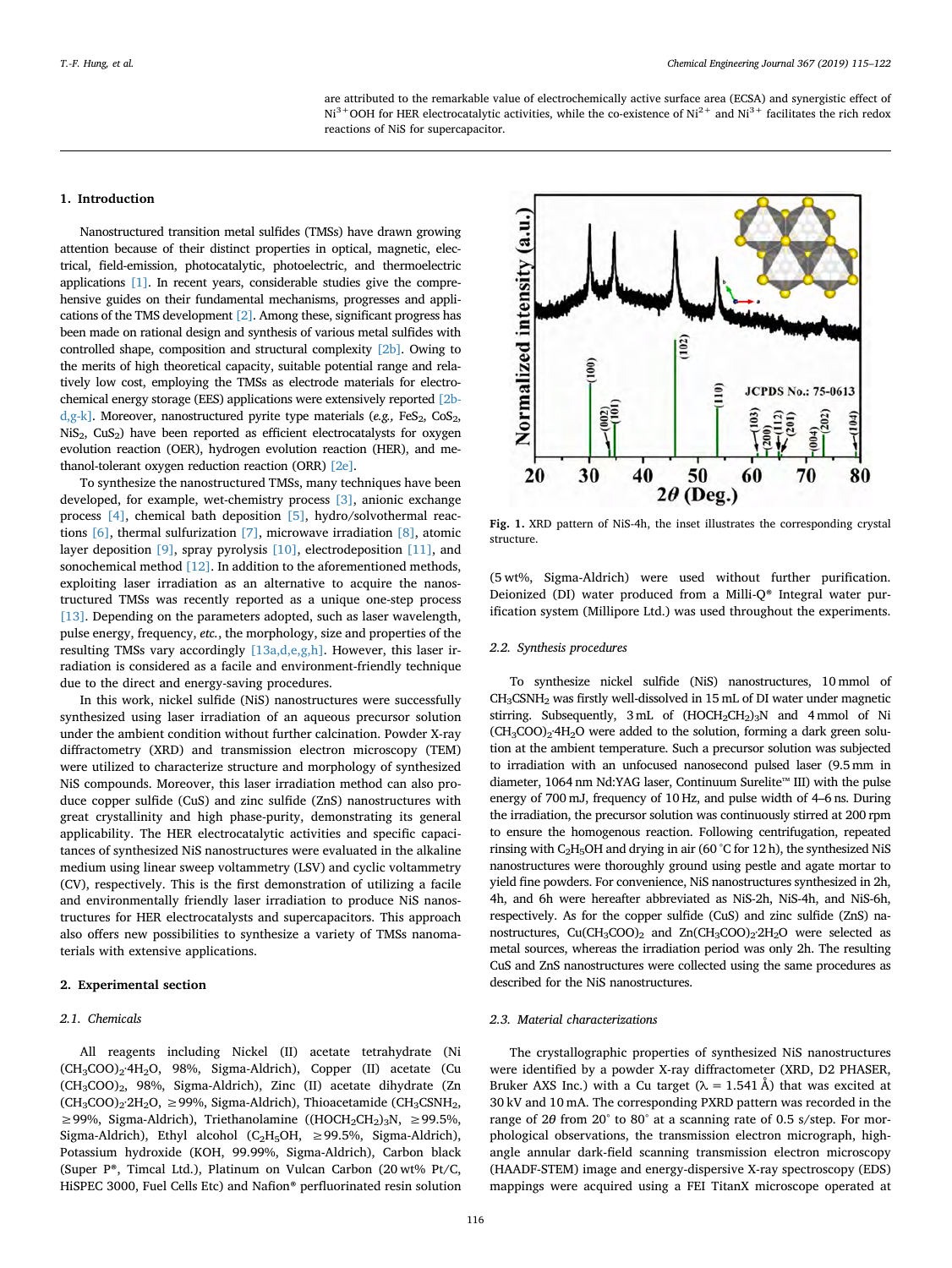are attributed to the remarkable value of electrochemically active surface area (ECSA) and synergistic effect of $Ni^{3+}OOH$ for HER electrocatalytic activities, while the co-existence of $Ni^{2+}$ and $Ni^{3+}$ facilitates the rich redox reactions of NiS for supercapacitor.

## 1. Introduction

Nanostructured transition metal sulfides (TMSs) have drawn growing attention because of their distinct properties in optical, magnetic, electrical, field-emission, photocatalytic, photoelectric, and thermoelectric applications [1]. In recent years, considerable studies give the comprehensive guides on their fundamental mechanisms, progresses and applications of the TMS development [2]. Among these, significant progress has been made on rational design and synthesis of various metal sulfides with controlled shape, composition and structural complexity [2b]. Owing to the merits of high theoretical capacity, suitable potential range and relatively low cost, employing the TMSs as electrode materials for electrochemical energy storage (EES) applications were extensively reported [2b-d,g-k]. Moreover, nanostructured pyrite type materials (*e.g.,* $FeS_2$, $CoS_2$, $NiS_2$, $CuS_2$) have been reported as efficient electrocatalysts for oxygen evolution reaction (OER), hydrogen evolution reaction (HER), and methanol-tolerant oxygen reduction reaction (ORR) [2e].

To synthesize the nanostructured TMSs, many techniques have been developed, for example, wet-chemistry process [3], anionic exchange process [4], chemical bath deposition [5], hydro/solvothermal reactions [6], thermal sulfurization [7], microwave irradiation [8], atomic layer deposition [9], spray pyrolysis [10], electrodeposition [11], and sonochemical method [12]. In addition to the aforementioned methods, exploiting laser irradiation as an alternative to acquire the nanostructured TMSs was recently reported as a unique one-step process [13]. Depending on the parameters adopted, such as laser wavelength, pulse energy, frequency, *etc.*, the morphology, size and properties of the resulting TMSs vary accordingly [13a,d,e,g,h]. However, this laser irradiation is considered as a facile and environment-friendly technique due to the direct and energy-saving procedures.

In this work, nickel sulfide (NiS) nanostructures were successfully synthesized using laser irradiation of an aqueous precursor solution under the ambient condition without further calcination. Powder X-ray diffractometry (XRD) and transmission electron microscopy (TEM) were utilized to characterize structure and morphology of synthesized NiS compounds. Moreover, this laser irradiation method can also produce copper sulfide (CuS) and zinc sulfide (ZnS) nanostructures with great crystallinity and high phase-purity, demonstrating its general applicability. The HER electrocatalytic activities and specific capacitances of synthesized NiS nanostructures were evaluated in the alkaline medium using linear sweep voltammetry (LSV) and cyclic voltammetry (CV), respectively. This is the first demonstration of utilizing a facile and environmentally friendly laser irradiation to produce NiS nanostructures for HER electrocatalysts and supercapacitors. This approach also offers new possibilities to synthesize a variety of TMSs nanomaterials with extensive applications.

## 2. Experimental section

### 2.1. Chemicals

All reagents including Nickel (II) acetate tetrahydrate ($Ni(CH_3COO)_2{\cdot}4H_2O$, 98%, Sigma-Aldrich), Copper (II) acetate ($Cu(CH_3COO)_2$, 98%, Sigma-Aldrich), Zinc (II) acetate dihydrate ($Zn(CH_3COO)_2{\cdot}2H_2O$, ≥99%, Sigma-Aldrich), Thioacetamide ($CH_3CSNH_2$, ≥99%, Sigma-Aldrich), Triethanolamine ($(HOCH_2CH_2)_3N$, ≥99.5%, Sigma-Aldrich), Ethyl alcohol ($C_2H_5OH$, ≥99.5%, Sigma-Aldrich), Potassium hydroxide (KOH, 99.99%, Sigma-Aldrich), Carbon black (Super P®, Timcal Ltd.), Platinum on Vulcan Carbon (20 wt% Pt/C, HiSPEC 3000, Fuel Cells Etc) and Nafion® perfluorinated resin solution (5 wt%, Sigma-Aldrich) were used without further purification. Deionized (DI) water produced from a Milli-Q® Integral water purification system (Millipore Ltd.) was used throughout the experiments.

Fig. 1. XRD pattern of NiS-4h, the inset illustrates the corresponding crystal structure.

### 2.2. Synthesis procedures

To synthesize nickel sulfide (NiS) nanostructures, 10 mmol of $CH_3CSNH_2$ was firstly well-dissolved in 15 mL of DI water under magnetic stirring. Subsequently, 3 mL of $(HOCH_2CH_2)_3N$ and 4 mmol of $Ni(CH_3COO)_2{\cdot}4H_2O$ were added to the solution, forming a dark green solution at the ambient temperature. Such a precursor solution was subjected to irradiation with an unfocused nanosecond pulsed laser (9.5 mm in diameter, 1064 nm Nd:YAG laser, Continuum Surelite™ III) with the pulse energy of 700 mJ, frequency of 10 Hz, and pulse width of 4–6 ns. During the irradiation, the precursor solution was continuously stirred at 200 rpm to ensure the homogenous reaction. Following centrifugation, repeated rinsing with $C_2H_5OH$ and drying in air (60 °C for 12 h), the synthesized NiS nanostructures were thoroughly ground using pestle and agate mortar to yield fine powders. For convenience, NiS nanostructures synthesized in 2h, 4h, and 6h were hereafter abbreviated as NiS-2h, NiS-4h, and NiS-6h, respectively. As for the copper sulfide (CuS) and zinc sulfide (ZnS) nanostructures, $Cu(CH_3COO)_2$ and $Zn(CH_3COO)_2{\cdot}2H_2O$ were selected as metal sources, whereas the irradiation period was only 2h. The resulting CuS and ZnS nanostructures were collected using the same procedures as described for the NiS nanostructures.

### 2.3. Material characterizations

The crystallographic properties of synthesized NiS nanostructures were identified by a powder X-ray diffractometer (XRD, D2 PHASER, Bruker AXS Inc.) with a Cu target (λ = 1.541 Å) that was excited at 30 kV and 10 mA. The corresponding PXRD pattern was recorded in the range of 2*θ* from 20° to 80° at a scanning rate of 0.5 s/step. For morphological observations, the transmission electron micrograph, high-angle annular dark-field scanning transmission electron microscopy (HAADF-STEM) image and energy-dispersive X-ray spectroscopy (EDS) mappings were acquired using a FEI TitanX microscope operated at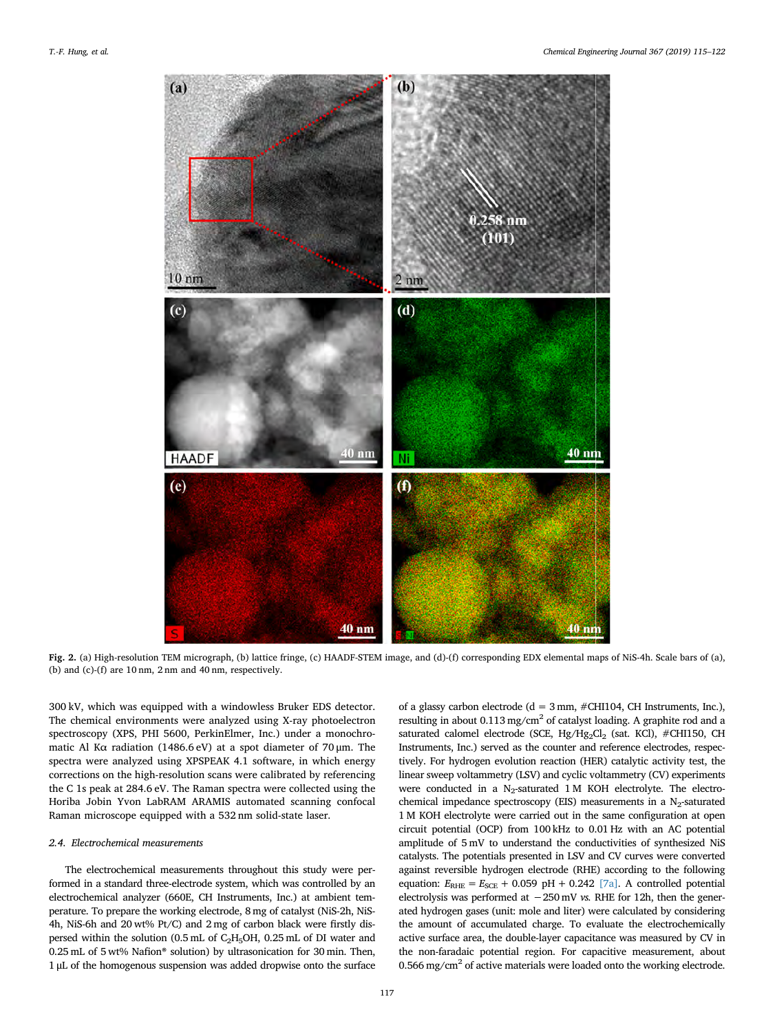(a)

10 nm

(b)

0.258 nm
(101)

2 nm

(c)

HAADF

40 nm

(d)

Ni

40 nm

(e)

S

40 nm

(f)

40 nm

**Fig. 2.** (a) High-resolution TEM micrograph, (b) lattice fringe, (c) HAADF-STEM image, and (d)-(f) corresponding EDX elemental maps of NiS-4h. Scale bars of (a), (b) and (c)-(f) are 10 nm, 2 nm and 40 nm, respectively.

300 kV, which was equipped with a windowless Bruker EDS detector. The chemical environments were analyzed using X-ray photoelectron spectroscopy (XPS, PHI 5600, PerkinElmer, Inc.) under a monochromatic Al Kα radiation (1486.6 eV) at a spot diameter of 70 µm. The spectra were analyzed using XPSPEAK 4.1 software, in which energy corrections on the high-resolution scans were calibrated by referencing the C 1s peak at 284.6 eV. The Raman spectra were collected using the Horiba Jobin Yvon LabRAM ARAMIS automated scanning confocal Raman microscope equipped with a 532 nm solid-state laser.

### 2.4. Electrochemical measurements

The electrochemical measurements throughout this study were performed in a standard three-electrode system, which was controlled by an electrochemical analyzer (660E, CH Instruments, Inc.) at ambient temperature. To prepare the working electrode, 8 mg of catalyst (NiS-2h, NiS-4h, NiS-6h and 20 wt% Pt/C) and 2 mg of carbon black were firstly dispersed within the solution (0.5 mL of $C_2H_5OH$, 0.25 mL of DI water and 0.25 mL of 5 wt% Nafion® solution) by ultrasonication for 30 min. Then, 1 µL of the homogenous suspension was added dropwise onto the surface of a glassy carbon electrode (d = 3 mm, #CHI104, CH Instruments, Inc.), resulting in about 0.113 mg/cm$^2$ of catalyst loading. A graphite rod and a saturated calomel electrode (SCE, $Hg/Hg_2Cl_2$ (sat. KCl), #CHI150, CH Instruments, Inc.) served as the counter and reference electrodes, respectively. For hydrogen evolution reaction (HER) catalytic activity test, the linear sweep voltammetry (LSV) and cyclic voltammetry (CV) experiments were conducted in a $N_2$-saturated 1 M KOH electrolyte. The electrochemical impedance spectroscopy (EIS) measurements in a $N_2$-saturated 1 M KOH electrolyte were carried out in the same configuration at open circuit potential (OCP) from 100 kHz to 0.01 Hz with an AC potential amplitude of 5 mV to understand the conductivities of synthesized NiS catalysts. The potentials presented in LSV and CV curves were converted against reversible hydrogen electrode (RHE) according to the following equation: $E_{RHE} = E_{SCE} + 0.059\ \text{pH} + 0.242$ [7a]. A controlled potential electrolysis was performed at −250 mV *vs.* RHE for 12h, then the generated hydrogen gases (unit: mole and liter) were calculated by considering the amount of accumulated charge. To evaluate the electrochemically active surface area, the double-layer capacitance was measured by CV in the non-faradaic potential region. For capacitive measurement, about 0.566 mg/cm$^2$ of active materials were loaded onto the working electrode.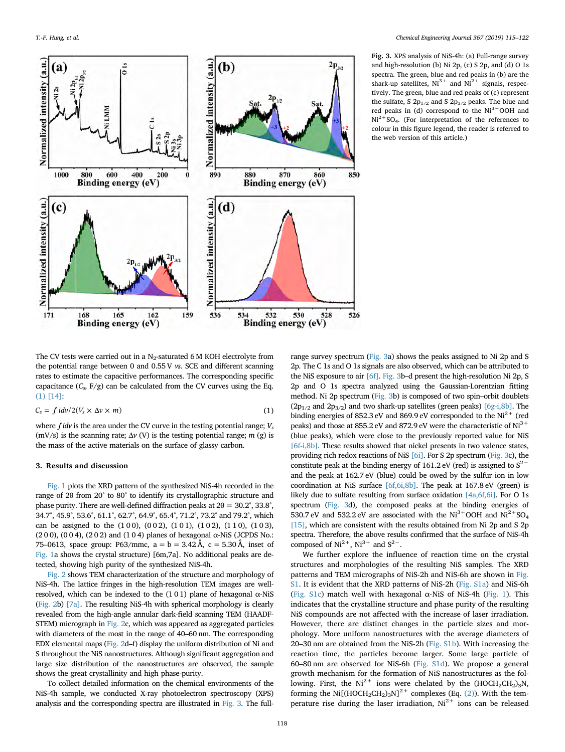(a)

Normalized intensity (a.u.)

Ni 2s

Ni 2p1/2

Ni 2p3/2

Ni LMM

O 1s

C 1s

S 2s

S 2p

Ni 3s

Ni 3p

1000 800 600 400 200 0

Binding energy (eV)

(b)

Normalized intensity (a.u.)

2p3/2

Sat.

2p1/2

Sat.

+3

+2

+3

+2

890 880 870 860 850

Binding energy (eV)

(c)

Normalized intensity (a.u.)

2p1/2

2p3/2

171 168 165 162 159

Binding energy (eV)

(d)

Normalized intensity (a.u.)

536 534 532 530 528 526

Binding energy (eV)

**Fig. 3.** XPS analysis of NiS-4h: (a) Full-range survey and high-resolution (b) Ni 2p, (c) S 2p, and (d) O 1s spectra. The green, blue and red peaks in (b) are the shark-up satellites, $Ni^{3+}$ and $Ni^{2+}$ signals, respectively. The green, blue and red peaks of (c) represent the sulfate, S $2p_{1/2}$ and S $2p_{3/2}$ peaks. The blue and red peaks in (d) correspond to the $Ni^{3+}OOH$ and $Ni^{2+}SO_4$. (For interpretation of the references to colour in this figure legend, the reader is referred to the web version of this article.)

The CV tests were carried out in a $N_2$-saturated 6 M KOH electrolyte from the potential range between 0 and 0.55 V *vs.* SCE and different scanning rates to estimate the capacitive performances. The corresponding specific capacitance ($C_s$, F/g) can be calculated from the CV curves using the Eq. (1) [14]:

$$C_s = \int idv/2(V_s \times \Delta v \times m) \quad (1)$$

where $\int idv$ is the area under the CV curve in the testing potential range; $V_s$ (mV/s) is the scanning rate; $\Delta v$ (V) is the testing potential range; $m$ (g) is the mass of the active materials on the surface of glassy carbon.

## 3. Results and discussion

Fig. 1 plots the XRD pattern of the synthesized NiS-4h recorded in the range of 2θ from 20° to 80° to identify its crystallographic structure and phase purity. There are well-defined diffraction peaks at 2θ = 30.2°, 33.8°, 34.7°, 45.9°, 53.6°, 61.1°, 62.7°, 64.9°, 65.4°, 71.2°, 73.2° and 79.2°, which can be assigned to the (1 0 0), (0 0 2), (1 0 1), (1 0 2), (1 1 0), (1 0 3), (2 0 0), (0 0 4), (2 0 2) and (1 0 4) planes of hexagonal α-NiS (JCPDS No.: 75–0613, space group: P63/mmc, a = b = 3.42 Å, c = 5.30 Å, inset of Fig. 1a shows the crystal structure) [6m,7a]. No additional peaks are detected, showing high purity of the synthesized NiS-4h.

Fig. 2 shows TEM characterization of the structure and morphology of NiS-4h. The lattice fringes in the high-resolution TEM images are well-resolved, which can be indexed to the (1 0 1) plane of hexagonal α-NiS (Fig. 2b) [7a]. The resulting NiS-4h with spherical morphology is clearly revealed from the high-angle annular dark-field scanning TEM (HAADF-STEM) micrograph in Fig. 2c, which was appeared as aggregated particles with diameters of the most in the range of 40–60 nm. The corresponding EDX elemental maps (Fig. 2d–f) display the uniform distribution of Ni and S throughout the NiS nanostructures. Although significant aggregation and large size distribution of the nanostructures are observed, the sample shows the great crystallinity and high phase-purity.

To collect detailed information on the chemical environments of the NiS-4h sample, we conducted X-ray photoelectron spectroscopy (XPS) analysis and the corresponding spectra are illustrated in Fig. 3. The full-range survey spectrum (Fig. 3a) shows the peaks assigned to Ni 2p and S 2p. The C 1s and O 1s signals are also observed, which can be attributed to the NiS exposure to air [6f]. Fig. 3b–d present the high-resolution Ni 2p, S 2p and O 1s spectra analyzed using the Gaussian-Lorentzian fitting method. Ni 2p spectrum (Fig. 3b) is composed of two spin–orbit doublets ($2p_{1/2}$ and $2p_{3/2}$) and two shark-up satellites (green peaks) [6g-i,8b]. The binding energies of 852.3 eV and 869.9 eV corresponded to the $Ni^{2+}$ (red peaks) and those at 855.2 eV and 872.9 eV were the characteristic of $Ni^{3+}$ (blue peaks), which were close to the previously reported value for NiS [6f-i,8b]. These results showed that nickel presents in two valence states, providing rich redox reactions of NiS [6i]. For S 2p spectrum (Fig. 3c), the constitute peak at the binding energy of 161.2 eV (red) is assigned to $S^{2-}$ and the peak at 162.7 eV (blue) could be owed by the sulfur ion in low coordination at NiS surface [6f,6i,8b]. The peak at 167.8 eV (green) is likely due to sulfate resulting from surface oxidation [4a,6f,6i]. For O 1s spectrum (Fig. 3d), the composed peaks at the binding energies of 530.7 eV and 532.2 eV are associated with the $Ni^{3+}OOH$ and $Ni^{2+}SO_4$ [15], which are consistent with the results obtained from Ni 2p and S 2p spectra. Therefore, the above results confirmed that the surface of NiS-4h composed of $Ni^{2+}$, $Ni^{3+}$ and $S^{2-}$.

We further explore the influence of reaction time on the crystal structures and morphologies of the resulting NiS samples. The XRD patterns and TEM micrographs of NiS-2h and NiS-6h are shown in Fig. S1. It is evident that the XRD patterns of NiS-2h (Fig. S1a) and NiS-6h (Fig. S1c) match well with hexagonal α-NiS of NiS-4h (Fig. 1). This indicates that the crystalline structure and phase purity of the resulting NiS compounds are not affected with the increase of laser irradiation. However, there are distinct changes in the particle sizes and morphology. More uniform nanostructures with the average diameters of 20–30 nm are obtained from the NiS-2h (Fig. S1b). With increasing the reaction time, the particles become larger. Some large particle of 60–80 nm are observed for NiS-6h (Fig. S1d). We propose a general growth mechanism for the formation of NiS nanostructures as the following. First, the $Ni^{2+}$ ions were chelated by the $(HOCH_2CH_2)_3N$, forming the $Ni[(HOCH_2CH_2)_3N]^{2+}$ complexes (Eq. (2)). With the temperature rise during the laser irradiation, $Ni^{2+}$ ions can be released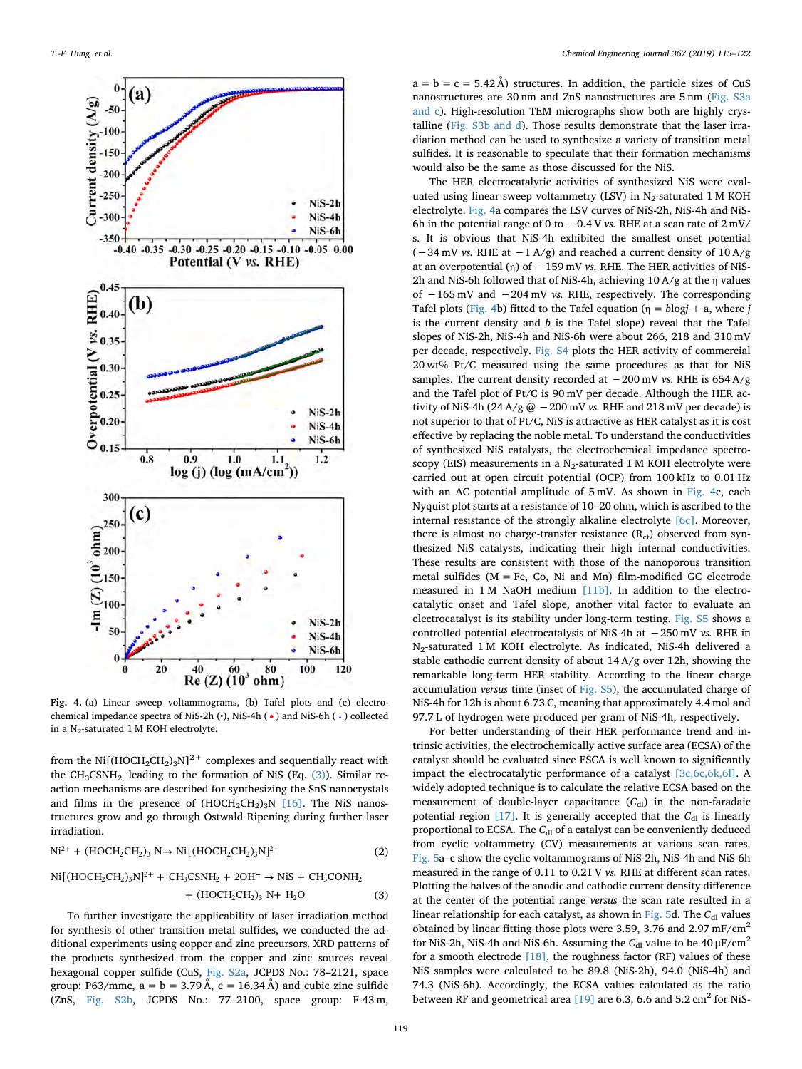(a)

Current density (A/g)

0, -50, -100, -150, -200, -250, -300, -350

NiS-2h
NiS-4h
NiS-6h

-0.40 -0.35 -0.30 -0.25 -0.20 -0.15 -0.10 -0.05 0.00

Potential (V *vs.* RHE)

(b)

Overpotential (V *vs.* RHE)

0.45, 0.40, 0.35, 0.30, 0.25, 0.20, 0.15

NiS-2h
NiS-4h
NiS-6h

0.8 0.9 1.0 1.1 1.2

log (j) (log (mA/cm²))

(c)

-Im (Z) (10³ ohm)

300, 250, 200, 150, 100, 50, 0

NiS-2h
NiS-4h
NiS-6h

0 20 40 60 80 100 120

Re (Z) (10³ ohm)

**Fig. 4.** (a) Linear sweep voltammograms, (b) Tafel plots and (c) electrochemical impedance spectra of NiS-2h (•), NiS-4h (•) and NiS-6h (•) collected in a $N_2$-saturated 1 M KOH electrolyte.

from the $Ni[(HOCH_2CH_2)_3N]^{2+}$ complexes and sequentially react with the $CH_3CSNH_2$, leading to the formation of NiS (Eq. (3)). Similar reaction mechanisms are described for synthesizing the SnS nanocrystals and films in the presence of $(HOCH_2CH_2)_3N$ [16]. The NiS nanostructures grow and go through Ostwald Ripening during further laser irradiation.

$$Ni^{2+} + (HOCH_2CH_2)_3N \rightarrow Ni[(HOCH_2CH_2)_3N]^{2+} \quad (2)$$

$$Ni[(HOCH_2CH_2)_3N]^{2+} + CH_3CSNH_2 + 2OH^- \rightarrow NiS + CH_3CONH_2 + (HOCH_2CH_2)_3N + H_2O \quad (3)$$

To further investigate the applicability of laser irradiation method for synthesis of other transition metal sulfides, we conducted the additional experiments using copper and zinc precursors. XRD patterns of the products synthesized from the copper and zinc sources reveal hexagonal copper sulfide (CuS, Fig. S2a, JCPDS No.: 78–2121, space group: P63/mmc, a = b = 3.79 Å, c = 16.34 Å) and cubic zinc sulfide (ZnS, Fig. S2b, JCPDS No.: 77–2100, space group: F-43 m, a = b = c = 5.42 Å) structures. In addition, the particle sizes of CuS nanostructures are 30 nm and ZnS nanostructures are 5 nm (Fig. S3a and c). High-resolution TEM micrographs show both are highly crystalline (Fig. S3b and d). Those results demonstrate that the laser irradiation method can be used to synthesize a variety of transition metal sulfides. It is reasonable to speculate that their formation mechanisms would also be the same as those discussed for the NiS.

The HER electrocatalytic activities of synthesized NiS were evaluated using linear sweep voltammetry (LSV) in $N_2$-saturated 1 M KOH electrolyte. Fig. 4a compares the LSV curves of NiS-2h, NiS-4h and NiS-6h in the potential range of 0 to −0.4 V *vs.* RHE at a scan rate of 2 mV/s. It is obvious that NiS-4h exhibited the smallest onset potential (−34 mV *vs.* RHE at −1 A/g) and reached a current density of 10 A/g at an overpotential (η) of −159 mV *vs.* RHE. The HER activities of NiS-2h and NiS-6h followed that of NiS-4h, achieving 10 A/g at the η values of −165 mV and −204 mV *vs.* RHE, respectively. The corresponding Tafel plots (Fig. 4b) fitted to the Tafel equation ($\eta = b\log j + a$, where $j$ is the current density and $b$ is the Tafel slope) reveal that the Tafel slopes of NiS-2h, NiS-4h and NiS-6h were about 266, 218 and 310 mV per decade, respectively. Fig. S4 plots the HER activity of commercial 20 wt% Pt/C measured using the same procedures as that for NiS samples. The current density recorded at −200 mV *vs.* RHE is 654 A/g and the Tafel plot of Pt/C is 90 mV per decade. Although the HER activity of NiS-4h (24 A/g @ −200 mV *vs.* RHE and 218 mV per decade) is not superior to that of Pt/C, NiS is attractive as HER catalyst as it is cost effective by replacing the noble metal. To understand the conductivities of synthesized NiS catalysts, the electrochemical impedance spectroscopy (EIS) measurements in a $N_2$-saturated 1 M KOH electrolyte were carried out at open circuit potential (OCP) from 100 kHz to 0.01 Hz with an AC potential amplitude of 5 mV. As shown in Fig. 4c, each Nyquist plot starts at a resistance of 10–20 ohm, which is ascribed to the internal resistance of the strongly alkaline electrolyte [6c]. Moreover, there is almost no charge-transfer resistance ($R_{ct}$) observed from synthesized NiS catalysts, indicating their high internal conductivities. These results are consistent with those of the nanoporous transition metal sulfides (M = Fe, Co, Ni and Mn) film-modified GC electrode measured in 1 M NaOH medium [11b]. In addition to the electrocatalytic onset and Tafel slope, another vital factor to evaluate an electrocatalyst is its stability under long-term testing. Fig. S5 shows a controlled potential electrocatalysis of NiS-4h at −250 mV *vs.* RHE in $N_2$-saturated 1 M KOH electrolyte. As indicated, NiS-4h delivered a stable cathodic current density of about 14 A/g over 12h, showing the remarkable long-term HER stability. According to the linear charge accumulation *versus* time (inset of Fig. S5), the accumulated charge of NiS-4h for 12h is about 6.73 C, meaning that approximately 4.4 mol and 97.7 L of hydrogen were produced per gram of NiS-4h, respectively.

For better understanding of their HER performance trend and intrinsic activities, the electrochemically active surface area (ECSA) of the catalyst should be evaluated since ESCA is well known to significantly impact the electrocatalytic performance of a catalyst [3c,6c,6k,6l]. A widely adopted technique is to calculate the relative ECSA based on the measurement of double-layer capacitance ($C_{dl}$) in the non-faradaic potential region [17]. It is generally accepted that the $C_{dl}$ is linearly proportional to ECSA. The $C_{dl}$ of a catalyst can be conveniently deduced from cyclic voltammetry (CV) measurements at various scan rates. Fig. 5a–c show the cyclic voltammograms of NiS-2h, NiS-4h and NiS-6h measured in the range of 0.11 to 0.21 V *vs.* RHE at different scan rates. Plotting the halves of the anodic and cathodic current density difference at the center of the potential range *versus* the scan rate resulted in a linear relationship for each catalyst, as shown in Fig. 5d. The $C_{dl}$ values obtained by linear fitting those plots were 3.59, 3.76 and 2.97 mF/cm² for NiS-2h, NiS-4h and NiS-6h. Assuming the $C_{dl}$ value to be 40 μF/cm² for a smooth electrode [18], the roughness factor (RF) values of these NiS samples were calculated to be 89.8 (NiS-2h), 94.0 (NiS-4h) and 74.3 (NiS-6h). Accordingly, the ECSA values calculated as the ratio between RF and geometrical area [19] are 6.3, 6.6 and 5.2 cm² for NiS-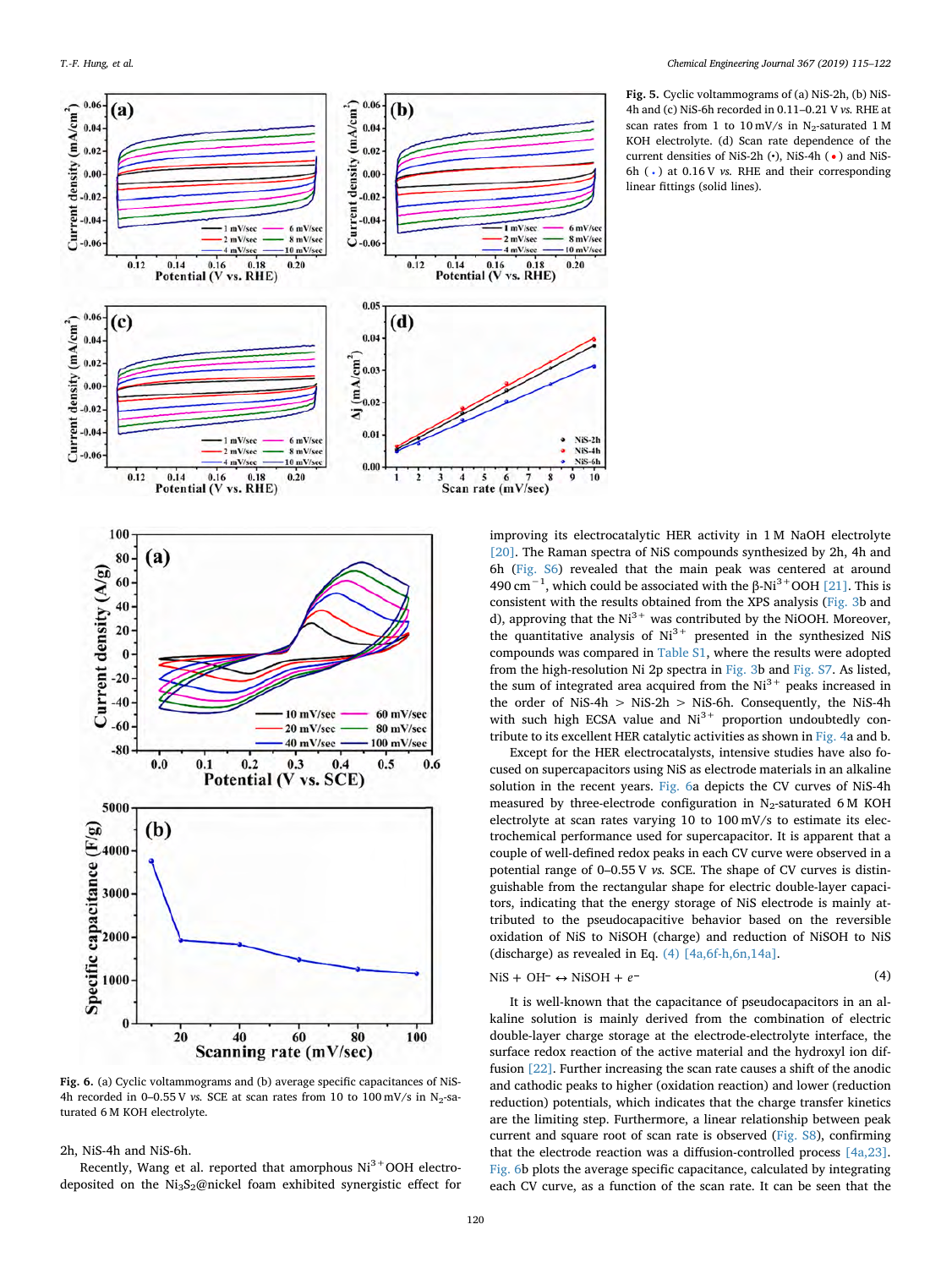(a)

Current density (mA/cm²)

0.06
0.04
0.02
0.00
-0.02
-0.04
-0.06

1 mV/sec
2 mV/sec
4 mV/sec
6 mV/sec
8 mV/sec
10 mV/sec

0.12 0.14 0.16 0.18 0.20

Potential (V vs. RHE)

(b)

Current density (mA/cm²)

0.06
0.04
0.02
0.00
-0.02
-0.04
-0.06

1 mV/sec
2 mV/sec
4 mV/sec
6 mV/sec
8 mV/sec
10 mV/sec

0.12 0.14 0.16 0.18 0.20

Potential (V vs. RHE)

(c)

Current density (mA/cm²)

0.06
0.04
0.02
0.00
-0.02
-0.04
-0.06

1 mV/sec
2 mV/sec
4 mV/sec
6 mV/sec
8 mV/sec
10 mV/sec

0.12 0.14 0.16 0.18 0.20

Potential (V vs. RHE)

(d)

Δj (mA/cm²)

0.05
0.04
0.03
0.02
0.01
0.00

NiS-2h
NiS-4h
NiS-6h

1 2 3 4 5 6 7 8 9 10

Scan rate (mV/sec)

**Fig. 5.** Cyclic voltammograms of (a) NiS-2h, (b) NiS-4h and (c) NiS-6h recorded in 0.11–0.21 V *vs.* RHE at scan rates from 1 to 10 mV/s in $N_2$-saturated 1 M KOH electrolyte. (d) Scan rate dependence of the current densities of NiS-2h (•), NiS-4h (•) and NiS-6h (•) at 0.16 V *vs.* RHE and their corresponding linear fittings (solid lines).

(a)

Current density (A/g)

100
80
60
40
20
0
-20
-40
-60
-80

10 mV/sec
20 mV/sec
40 mV/sec
60 mV/sec
80 mV/sec
100 mV/sec

0.0 0.1 0.2 0.3 0.4 0.5 0.6

Potential (V vs. SCE)

(b)

Specific capacitance (F/g)

5000
4000
3000
2000
1000
0

20 40 60 80 100

Scanning rate (mV/sec)

**Fig. 6.** (a) Cyclic voltammograms and (b) average specific capacitances of NiS-4h recorded in 0–0.55 V *vs.* SCE at scan rates from 10 to 100 mV/s in $N_2$-saturated 6 M KOH electrolyte.

2h, NiS-4h and NiS-6h.

Recently, Wang et al. reported that amorphous $Ni^{3+}OOH$ electrodeposited on the $Ni_3S_2$@nickel foam exhibited synergistic effect for improving its electrocatalytic HER activity in 1 M NaOH electrolyte [20]. The Raman spectra of NiS compounds synthesized by 2h, 4h and 6h (Fig. S6) revealed that the main peak was centered at around 490 $cm^{-1}$, which could be associated with the β-$Ni^{3+}OOH$ [21]. This is consistent with the results obtained from the XPS analysis (Fig. 3b and d), approving that the $Ni^{3+}$ was contributed by the NiOOH. Moreover, the quantitative analysis of $Ni^{3+}$ presented in the synthesized NiS compounds was compared in Table S1, where the results were adopted from the high-resolution Ni 2p spectra in Fig. 3b and Fig. S7. As listed, the sum of integrated area acquired from the $Ni^{3+}$ peaks increased in the order of NiS-4h > NiS-2h > NiS-6h. Consequently, the NiS-4h with such high ECSA value and $Ni^{3+}$ proportion undoubtedly contribute to its excellent HER catalytic activities as shown in Fig. 4a and b.

Except for the HER electrocatalysts, intensive studies have also focused on supercapacitors using NiS as electrode materials in an alkaline solution in the recent years. Fig. 6a depicts the CV curves of NiS-4h measured by three-electrode configuration in $N_2$-saturated 6 M KOH electrolyte at scan rates varying 10 to 100 mV/s to estimate its electrochemical performance used for supercapacitor. It is apparent that a couple of well-defined redox peaks in each CV curve were observed in a potential range of 0–0.55 V *vs.* SCE. The shape of CV curves is distinguishable from the rectangular shape for electric double-layer capacitors, indicating that the energy storage of NiS electrode is mainly attributed to the pseudocapacitive behavior based on the reversible oxidation of NiS to NiSOH (charge) and reduction of NiSOH to NiS (discharge) as revealed in Eq. (4) [4a,6f-h,6n,14a].

$$NiS + OH^{-} \leftrightarrow NiSOH + e^{-} \quad (4)$$

It is well-known that the capacitance of pseudocapacitors in an alkaline solution is mainly derived from the combination of electric double-layer charge storage at the electrode-electrolyte interface, the surface redox reaction of the active material and the hydroxyl ion diffusion [22]. Further increasing the scan rate causes a shift of the anodic and cathodic peaks to higher (oxidation reaction) and lower (reduction reduction) potentials, which indicates that the charge transfer kinetics are the limiting step. Furthermore, a linear relationship between peak current and square root of scan rate is observed (Fig. S8), confirming that the electrode reaction was a diffusion-controlled process [4a,23]. Fig. 6b plots the average specific capacitance, calculated by integrating each CV curve, as a function of the scan rate. It can be seen that the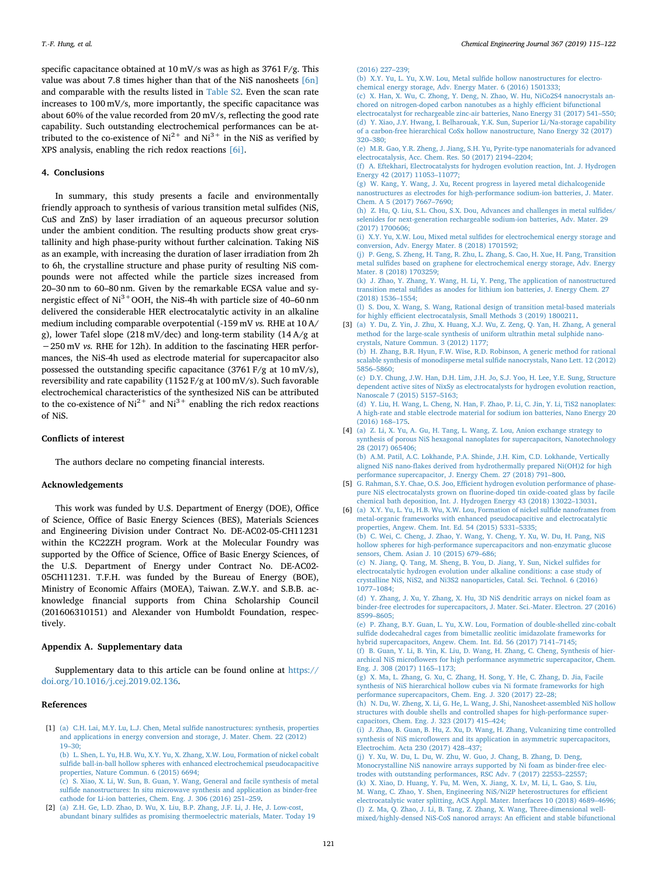specific capacitance obtained at 10 mV/s was as high as 3761 F/g. This value was about 7.8 times higher than that of the NiS nanosheets [6n] and comparable with the results listed in Table S2. Even the scan rate increases to 100 mV/s, more importantly, the specific capacitance was about 60% of the value recorded from 20 mV/s, reflecting the good rate capability. Such outstanding electrochemical performances can be attributed to the co-existence of $Ni^{2+}$ and $Ni^{3+}$ in the NiS as verified by XPS analysis, enabling the rich redox reactions [6i].

## 4. Conclusions

In summary, this study presents a facile and environmentally friendly approach to synthesis of various transition metal sulfides (NiS, CuS and ZnS) by laser irradiation of an aqueous precursor solution under the ambient condition. The resulting products show great crystallinity and high phase-purity without further calcination. Taking NiS as an example, with increasing the duration of laser irradiation from 2h to 6h, the crystalline structure and phase purity of resulting NiS compounds were not affected while the particle sizes increased from 20–30 nm to 60–80 nm. Given by the remarkable ECSA value and synergistic effect of $Ni^{3+}$OOH, the NiS-4h with particle size of 40–60 nm delivered the considerable HER electrocatalytic activity in an alkaline medium including comparable overpotential (-159 mV *vs.* RHE at 10 A/g), lower Tafel slope (218 mV/dec) and long-term stability (14 A/g at −250 mV *vs.* RHE for 12h). In addition to the fascinating HER performances, the NiS-4h used as electrode material for supercapacitor also possessed the outstanding specific capacitance (3761 F/g at 10 mV/s), reversibility and rate capability (1152 F/g at 100 mV/s). Such favorable electrochemical characteristics of the synthesized NiS can be attributed to the co-existence of $Ni^{2+}$ and $Ni^{3+}$ enabling the rich redox reactions of NiS.

## Conflicts of interest

The authors declare no competing financial interests.

## Acknowledgements

This work was funded by U.S. Department of Energy (DOE), Office of Science, Office of Basic Energy Sciences (BES), Materials Sciences and Engineering Division under Contract No. DE-AC02-05-CH11231 within the KC22ZH program. Work at the Molecular Foundry was supported by the Office of Science, Office of Basic Energy Sciences, of the U.S. Department of Energy under Contract No. DE-AC02-05CH11231. T.F.H. was funded by the Bureau of Energy (BOE), Ministry of Economic Affairs (MOEA), Taiwan. Z.W.Y. and S.B.B. acknowledge financial supports from China Scholarship Council (201606310151) and Alexander von Humboldt Foundation, respectively.

## Appendix A. Supplementary data

Supplementary data to this article can be found online at https://doi.org/10.1016/j.cej.2019.02.136.

## References

[1] (a) C.H. Lai, M.Y. Lu, L.J. Chen, Metal sulfide nanostructures: synthesis, properties and applications in energy conversion and storage, J. Mater. Chem. 22 (2012) 19–30;
(b) L. Shen, L. Yu, H.B. Wu, X.Y. Yu, X. Zhang, X.W. Lou, Formation of nickel cobalt sulfide ball-in-ball hollow spheres with enhanced electrochemical pseudocapacitive properties, Nature Commun. 6 (2015) 6694;
(c) S. Xiao, X. Li, W. Sun, B. Guan, Y. Wang, General and facile synthesis of metal sulfide nanostructures: In situ microwave synthesis and application as binder-free cathode for Li-ion batteries, Chem. Eng. J. 306 (2016) 251–259.

[2] (a) Z.H. Ge, L.D. Zhao, D. Wu, X. Liu, B.P. Zhang, J.F. Li, J. He, J. Low-cost, abundant binary sulfides as promising thermoelectric materials, Mater. Today 19 (2016) 227–239;
(b) X.Y. Yu, L. Yu, X.W. Lou, Metal sulfide hollow nanostructures for electrochemical energy storage, Adv. Energy Mater. 6 (2016) 1501333;
(c) X. Han, X. Wu, C. Zhong, Y. Deng, N. Zhao, W. Hu, NiCo2S4 nanocrystals anchored on nitrogen-doped carbon nanotubes as a highly efficient bifunctional electrocatalyst for rechargeable zinc-air batteries, Nano Energy 31 (2017) 541–550;
(d) Y. Xiao, J.Y. Hwang, I. Belharouak, Y.K. Sun, Superior Li/Na-storage capability of a carbon-free hierarchical CoSx hollow nanostructure, Nano Energy 32 (2017) 320–380;
(e) M.R. Gao, Y.R. Zheng, J. Jiang, S.H. Yu, Pyrite-type nanomaterials for advanced electrocatalysis, Acc. Chem. Res. 50 (2017) 2194–2204;
(f) A. Eftekhari, Electrocatalysts for hydrogen evolution reaction, Int. J. Hydrogen Energy 42 (2017) 11053–11077;
(g) W. Kang, Y. Wang, J. Xu, Recent progress in layered metal dichalcogenide nanostructures as electrodes for high-performance sodium-ion batteries, J. Mater. Chem. A 5 (2017) 7667–7690;
(h) Z. Hu, Q. Liu, S.L. Chou, S.X. Dou, Advances and challenges in metal sulfides/selenides for next-generation rechargeable sodium-ion batteries, Adv. Mater. 29 (2017) 1700606;
(i) X.Y. Yu, X.W. Lou, Mixed metal sulfides for electrochemical energy storage and conversion, Adv. Energy Mater. 8 (2018) 1701592;
(j) P. Geng, S. Zheng, H. Tang, R. Zhu, L. Zhang, S. Cao, H. Xue, H. Pang, Transition metal sulfides based on graphene for electrochemical energy storage, Adv. Energy Mater. 8 (2018) 1703259;
(k) J. Zhao, Y. Zhang, Y. Wang, H. Li, Y. Peng, The application of nanostructured transition metal sulfides as anodes for lithium ion batteries, J. Energy Chem. 27 (2018) 1536–1554;
(l) S. Dou, X. Wang, S. Wang, Rational design of transition metal-based materials for highly efficient electrocatalysis, Small Methods 3 (2019) 1800211.

[3] (a) Y. Du, Z. Yin, J. Zhu, X. Huang, X.J. Wu, Z. Zeng, Q. Yan, H. Zhang, A general method for the large-scale synthesis of uniform ultrathin metal sulphide nanocrystals, Nature Commun. 3 (2012) 1177;
(b) H. Zhang, B.R. Hyun, F.W. Wise, R.D. Robinson, A generic method for rational scalable synthesis of monodisperse metal sulfide nanocrystals, Nano Lett. 12 (2012) 5856–5860;
(c) D.Y. Chung, J.W. Han, D.H. Lim, J.H. Jo, S.J. Yoo, H. Lee, Y.E. Sung, Structure dependent active sites of NixSy as electrocatalysts for hydrogen evolution reaction, Nanoscale 7 (2015) 5157–5163;
(d) Y. Liu, H. Wang, L. Cheng, N. Han, F. Zhao, P. Li, C. Jin, Y. Li, TiS2 nanoplates: A high-rate and stable electrode material for sodium ion batteries, Nano Energy 20 (2016) 168–175.

[4] (a) Z. Li, X. Yu, A. Gu, H. Tang, L. Wang, Z. Lou, Anion exchange strategy to synthesis of porous NiS hexagonal nanoplates for supercapacitors, Nanotechnology 28 (2017) 065406;
(b) A.M. Patil, A.C. Lokhande, P.A. Shinde, J.H. Kim, C.D. Lokhande, Vertically aligned NiS nano-flakes derived from hydrothermally prepared Ni(OH)2 for high performance supercapacitor, J. Energy Chem. 27 (2018) 791–800.

[5] G. Rahman, S.Y. Chae, O.S. Joo, Efficient hydrogen evolution performance of phase-pure NiS electrocatalysts grown on fluorine-doped tin oxide-coated glass by facile chemical bath deposition, Int. J. Hydrogen Energy 43 (2018) 13022–13031.

[6] (a) X.Y. Yu, L. Yu, H.B. Wu, X.W. Lou, Formation of nickel sulfide nanoframes from metal-organic frameworks with enhanced pseudocapacitive and electrocatalytic properties, Angew. Chem. Int. Ed. 54 (2015) 5331–5335;
(b) C. Wei, C. Cheng, J. Zhao, Y. Wang, Y. Cheng, Y. Xu, W. Du, H. Pang, NiS hollow spheres for high-performance supercapacitors and non-enzymatic glucose sensors, Chem. Asian J. 10 (2015) 679–686;
(c) N. Jiang, Q. Tang, M. Sheng, B. You, D. Jiang, Y. Sun, Nickel sulfides for electrocatalytic hydrogen evolution under alkaline conditions: a case study of crystalline NiS, NiS2, and Ni3S2 nanoparticles, Catal. Sci. Technol. 6 (2016) 1077–1084;
(d) Y. Zhang, J. Xu, Y. Zhang, X. Hu, 3D NiS dendritic arrays on nickel foam as binder-free electrodes for supercapacitors, J. Mater. Sci.-Mater. Electron. 27 (2016) 8599–8605;
(e) P. Zhang, B.Y. Guan, L. Yu, X.W. Lou, Formation of double-shelled zinc-cobalt sulfide dodecahedral cages from bimetallic zeolitic imidazolate frameworks for hybrid supercapacitors, Angew. Chem. Int. Ed. 56 (2017) 7141–7145;
(f) B. Guan, Y. Li, B. Yin, K. Liu, D. Wang, H. Zhang, C. Cheng, Synthesis of hierarchical NiS microflowers for high performance asymmetric supercapacitor, Chem. Eng. J. 308 (2017) 1165–1173;
(g) X. Ma, L. Zhang, G. Xu, C. Zhang, H. Song, Y. He, C. Zhang, D. Jia, Facile synthesis of NiS hierarchical hollow cubes via Ni formate frameworks for high performance supercapacitors, Chem. Eng. J. 320 (2017) 22–28;
(h) N. Du, W. Zheng, X. Li, G. He, L. Wang, J. Shi, Nanosheet-assembled NiS hollow structures with double shells and controlled shapes for high-performance supercapacitors, Chem. Eng. J. 323 (2017) 415–424;
(i) J. Zhao, B. Guan, B. Hu, Z. Xu, D. Wang, H. Zhang, Vulcanizing time controlled synthesis of NiS microflowers and its application in asymmetric supercapacitors, Electrochim. Acta 230 (2017) 428–437;
(j) Y. Xu, W. Du, L. Du, W. Zhu, W. Guo, J. Chang, B. Zhang, D. Deng, Monocrystalline NiS nanowire arrays supported by Ni foam as binder-free electrodes with outstanding performances, RSC Adv. 7 (2017) 22553–22557;
(k) X. Xiao, D. Huang, Y. Fu, M. Wen, X. Jiang, X. Lv, M. Li, L. Gao, S. Liu, M. Wang, C. Zhao, Y. Shen, Engineering NiS/Ni2P heterostructures for efficient electrocatalytic water splitting, ACS Appl. Mater. Interfaces 10 (2018) 4689–4696;
(l) Z. Ma, Q. Zhao, J. Li, B. Tang, Z. Zhang, X. Wang, Three-dimensional well-mixed/highly-densed NiS-CoS nanorod arrays: An efficient and stable bifunctional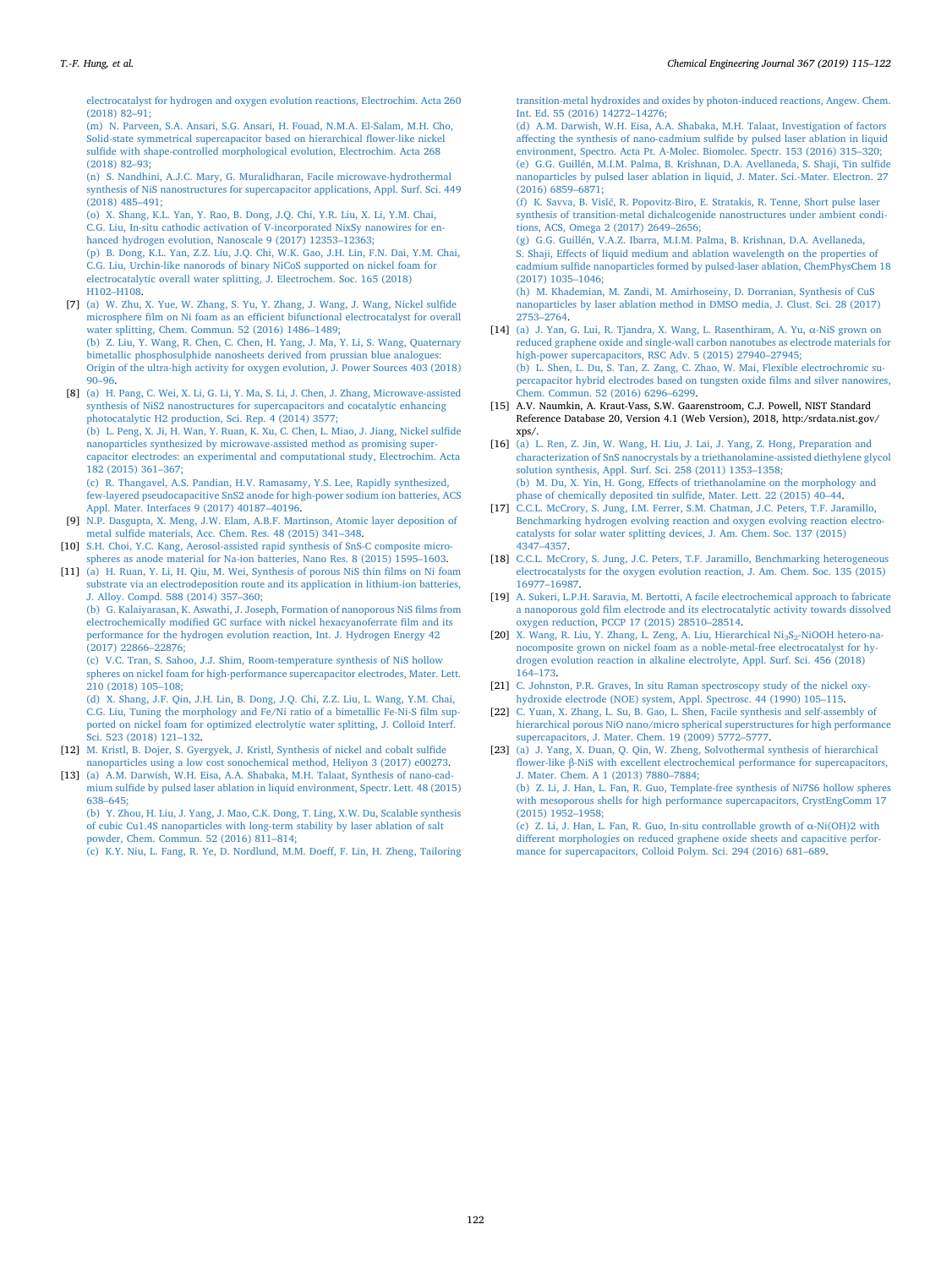electrocatalyst for hydrogen and oxygen evolution reactions, Electrochim. Acta 260 (2018) 82–91;

(m) N. Parveen, S.A. Ansari, S.G. Ansari, H. Fouad, N.M.A. El-Salam, M.H. Cho, Solid-state symmetrical supercapacitor based on hierarchical flower-like nickel sulfide with shape-controlled morphological evolution, Electrochim. Acta 268 (2018) 82–93;

(n) S. Nandhini, A.J.C. Mary, G. Muralidharan, Facile microwave-hydrothermal synthesis of NiS nanostructures for supercapacitor applications, Appl. Surf. Sci. 449 (2018) 485–491;

(o) X. Shang, K.L. Yan, Y. Rao, B. Dong, J.Q. Chi, Y.R. Liu, X. Li, Y.M. Chai, C.G. Liu, In-situ cathodic activation of V-incorporated NixSy nanowires for enhanced hydrogen evolution, Nanoscale 9 (2017) 12353–12363;

(p) B. Dong, K.L. Yan, Z.Z. Liu, J.Q. Chi, W.K. Gao, J.H. Lin, F.N. Dai, Y.M. Chai, C.G. Liu, Urchin-like nanorods of binary NiCoS supported on nickel foam for electrocatalytic overall water splitting, J. Electrochem. Soc. 165 (2018) H102–H108.

[7] (a) W. Zhu, X. Yue, W. Zhang, S. Yu, Y. Zhang, J. Wang, J. Wang, Nickel sulfide microsphere film on Ni foam as an efficient bifunctional electrocatalyst for overall water splitting, Chem. Commun. 52 (2016) 1486–1489;

(b) Z. Liu, Y. Wang, R. Chen, C. Chen, H. Yang, J. Ma, Y. Li, S. Wang, Quaternary bimetallic phosphosulphide nanosheets derived from prussian blue analogues: Origin of the ultra-high activity for oxygen evolution, J. Power Sources 403 (2018) 90–96.

[8] (a) H. Pang, C. Wei, X. Li, G. Li, Y. Ma, S. Li, J. Chen, J. Zhang, Microwave-assisted synthesis of NiS2 nanostructures for supercapacitors and cocatalytic enhancing photocatalytic H2 production, Sci. Rep. 4 (2014) 3577;

(b) L. Peng, X. Ji, H. Wan, Y. Ruan, K. Xu, C. Chen, L. Miao, J. Jiang, Nickel sulfide nanoparticles synthesized by microwave-assisted method as promising supercapacitor electrodes: an experimental and computational study, Electrochim. Acta 182 (2015) 361–367;

(c) R. Thangavel, A.S. Pandian, H.V. Ramasamy, Y.S. Lee, Rapidly synthesized, few-layered pseudocapacitive SnS2 anode for high-power sodium ion batteries, ACS Appl. Mater. Interfaces 9 (2017) 40187–40196.

[9] N.P. Dasgupta, X. Meng, J.W. Elam, A.B.F. Martinson, Atomic layer deposition of metal sulfide materials, Acc. Chem. Res. 48 (2015) 341–348.

[10] S.H. Choi, Y.C. Kang, Aerosol-assisted rapid synthesis of SnS-C composite microspheres as anode material for Na-ion batteries, Nano Res. 8 (2015) 1595–1603.

[11] (a) H. Ruan, Y. Li, H. Qiu, M. Wei, Synthesis of porous NiS thin films on Ni foam substrate via an electrodeposition route and its application in lithium-ion batteries, J. Alloy. Compd. 588 (2014) 357–360;

(b) G. Kalaiyarasan, K. Aswathi, J. Joseph, Formation of nanoporous NiS films from electrochemically modified GC surface with nickel hexacyanoferrate film and its performance for the hydrogen evolution reaction, Int. J. Hydrogen Energy 42 (2017) 22866–22876;

(c) V.C. Tran, S. Sahoo, J.J. Shim, Room-temperature synthesis of NiS hollow spheres on nickel foam for high-performance supercapacitor electrodes, Mater. Lett. 210 (2018) 105–108;

(d) X. Shang, J.F. Qin, J.H. Lin, B. Dong, J.Q. Chi, Z.Z. Liu, L. Wang, Y.M. Chai, C.G. Liu, Tuning the morphology and Fe/Ni ratio of a bimetallic Fe-Ni-S film supported on nickel foam for optimized electrolytic water splitting, J. Colloid Interf. Sci. 523 (2018) 121–132.

[12] M. Kristl, B. Dojer, S. Gyergyek, J. Kristl, Synthesis of nickel and cobalt sulfide nanoparticles using a low cost sonochemical method, Heliyon 3 (2017) e00273.

[13] (a) A.M. Darwish, W.H. Eisa, A.A. Shabaka, M.H. Talaat, Synthesis of nano-cadmium sulfide by pulsed laser ablation in liquid environment, Spectr. Lett. 48 (2015) 638–645;

(b) Y. Zhou, H. Liu, J. Yang, J. Mao, C.K. Dong, T. Ling, X.W. Du, Scalable synthesis of cubic Cu1.4S nanoparticles with long-term stability by laser ablation of salt powder, Chem. Commun. 52 (2016) 811–814;

(c) K.Y. Niu, L. Fang, R. Ye, D. Nordlund, M.M. Doeff, F. Lin, H. Zheng, Tailoring transition-metal hydroxides and oxides by photon-induced reactions, Angew. Chem. Int. Ed. 55 (2016) 14272–14276;

(d) A.M. Darwish, W.H. Eisa, A.A. Shabaka, M.H. Talaat, Investigation of factors affecting the synthesis of nano-cadmium sulfide by pulsed laser ablation in liquid environment, Spectro. Acta Pt. A-Molec. Biomolec. Spectr. 153 (2016) 315–320;

(e) G.G. Guillén, M.I.M. Palma, B. Krishnan, D.A. Avellaneda, S. Shaji, Tin sulfide nanoparticles by pulsed laser ablation in liquid, J. Mater. Sci.-Mater. Electron. 27 (2016) 6859–6871;

(f) K. Savva, B. Višić, R. Popovitz-Biro, E. Stratakis, R. Tenne, Short pulse laser synthesis of transition-metal dichalcogenide nanostructures under ambient conditions, ACS, Omega 2 (2017) 2649–2656;

(g) G.G. Guillén, V.A.Z. Ibarra, M.I.M. Palma, B. Krishnan, D.A. Avellaneda, S. Shaji, Effects of liquid medium and ablation wavelength on the properties of cadmium sulfide nanoparticles formed by pulsed-laser ablation, ChemPhysChem 18 (2017) 1035–1046;

(h) M. Khademian, M. Zandi, M. Amirhoseiny, D. Dorranian, Synthesis of CuS nanoparticles by laser ablation method in DMSO media, J. Clust. Sci. 28 (2017) 2753–2764.

[14] (a) J. Yan, G. Lui, R. Tjandra, X. Wang, L. Rasenthiram, A. Yu, α-NiS grown on reduced graphene oxide and single-wall carbon nanotubes as electrode materials for high-power supercapacitors, RSC Adv. 5 (2015) 27940–27945;

(b) L. Shen, L. Du, S. Tan, Z. Zang, C. Zhao, W. Mai, Flexible electrochromic supercapacitor hybrid electrodes based on tungsten oxide films and silver nanowires, Chem. Commun. 52 (2016) 6296–6299.

[15] A.V. Naumkin, A. Kraut-Vass, S.W. Gaarenstroom, C.J. Powell, NIST Standard Reference Database 20, Version 4.1 (Web Version), 2018, http:/srdata.nist.gov/xps/.

[16] (a) L. Ren, Z. Jin, W. Wang, H. Liu, J. Lai, J. Yang, Z. Hong, Preparation and characterization of SnS nanocrystals by a triethanolamine-assisted diethylene glycol solution synthesis, Appl. Surf. Sci. 258 (2011) 1353–1358;

(b) M. Du, X. Yin, H. Gong, Effects of triethanolamine on the morphology and phase of chemically deposited tin sulfide, Mater. Lett. 22 (2015) 40–44.

[17] C.C.L. McCrory, S. Jung, I.M. Ferrer, S.M. Chatman, J.C. Peters, T.F. Jaramillo, Benchmarking hydrogen evolving reaction and oxygen evolving reaction electrocatalysts for solar water splitting devices, J. Am. Chem. Soc. 137 (2015) 4347–4357.

[18] C.C.L. McCrory, S. Jung, J.C. Peters, T.F. Jaramillo, Benchmarking heterogeneous electrocatalysts for the oxygen evolution reaction, J. Am. Chem. Soc. 135 (2015) 16977–16987.

[19] A. Sukeri, L.P.H. Saravia, M. Bertotti, A facile electrochemical approach to fabricate a nanoporous gold film electrode and its electrocatalytic activity towards dissolved oxygen reduction, PCCP 17 (2015) 28510–28514.

[20] X. Wang, R. Liu, Y. Zhang, L. Zeng, A. Liu, Hierarchical $Ni_3S_2$-NiOOH hetero-nanocomposite grown on nickel foam as a noble-metal-free electrocatalyst for hydrogen evolution reaction in alkaline electrolyte, Appl. Surf. Sci. 456 (2018) 164–173.

[21] C. Johnston, P.R. Graves, In situ Raman spectroscopy study of the nickel oxyhydroxide electrode (NOE) system, Appl. Spectrosc. 44 (1990) 105–115.

[22] C. Yuan, X. Zhang, L. Su, B. Gao, L. Shen, Facile synthesis and self-assembly of hierarchical porous NiO nano/micro spherical superstructures for high performance supercapacitors, J. Mater. Chem. 19 (2009) 5772–5777.

[23] (a) J. Yang, X. Duan, Q. Qin, W. Zheng, Solvothermal synthesis of hierarchical flower-like β-NiS with excellent electrochemical performance for supercapacitors, J. Mater. Chem. A 1 (2013) 7880–7884;

(b) Z. Li, J. Han, L. Fan, R. Guo, Template-free synthesis of Ni7S6 hollow spheres with mesoporous shells for high performance supercapacitors, CrystEngComm 17 (2015) 1952–1958;

(c) Z. Li, J. Han, L. Fan, R. Guo, In-situ controllable growth of α-Ni(OH)2 with different morphologies on reduced graphene oxide sheets and capacitive performance for supercapacitors, Colloid Polym. Sci. 294 (2016) 681–689.